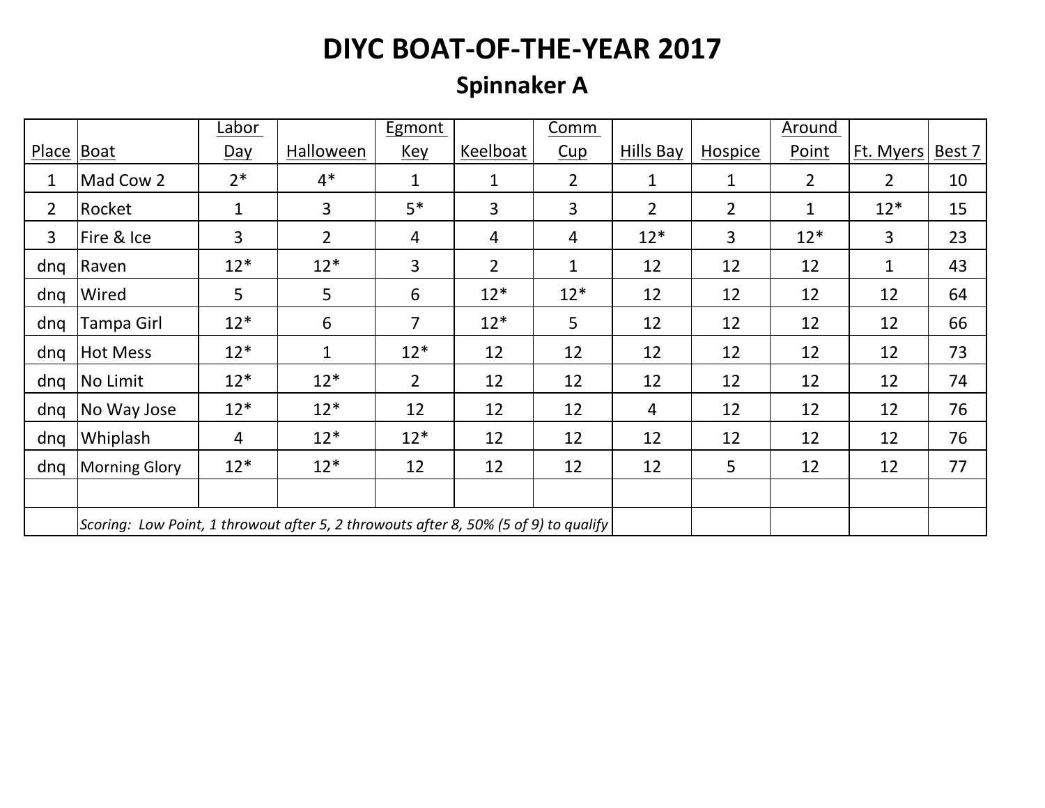# DIYC BOAT-OF-THE-YEAR 2017

## Spinnaker A

| Place | Boat | Labor Day | Halloween | Egmont Key | Keelboat | Comm Cup | Hills Bay | Hospice | Around Point | Ft. Myers | Best 7 |
|---|---|---|---|---|---|---|---|---|---|---|---|
| 1 | Mad Cow 2 | 2* | 4* | 1 | 1 | 2 | 1 | 1 | 2 | 2 | 10 |
| 2 | Rocket | 1 | 3 | 5* | 3 | 3 | 2 | 2 | 1 | 12* | 15 |
| 3 | Fire & Ice | 3 | 2 | 4 | 4 | 4 | 12* | 3 | 12* | 3 | 23 |
| dnq | Raven | 12* | 12* | 3 | 2 | 1 | 12 | 12 | 12 | 1 | 43 |
| dnq | Wired | 5 | 5 | 6 | 12* | 12* | 12 | 12 | 12 | 12 | 64 |
| dnq | Tampa Girl | 12* | 6 | 7 | 12* | 5 | 12 | 12 | 12 | 12 | 66 |
| dnq | Hot Mess | 12* | 1 | 12* | 12 | 12 | 12 | 12 | 12 | 12 | 73 |
| dnq | No Limit | 12* | 12* | 2 | 12 | 12 | 12 | 12 | 12 | 12 | 74 |
| dnq | No Way Jose | 12* | 12* | 12 | 12 | 12 | 4 | 12 | 12 | 12 | 76 |
| dnq | Whiplash | 4 | 12* | 12* | 12 | 12 | 12 | 12 | 12 | 12 | 76 |
| dnq | Morning Glory | 12* | 12* | 12 | 12 | 12 | 12 | 5 | 12 | 12 | 77 |
| | | | | | | | | | | | |
| | *Scoring: Low Point, 1 throwout after 5, 2 throwouts after 8, 50% (5 of 9) to qualify* | | | | | | | | | | |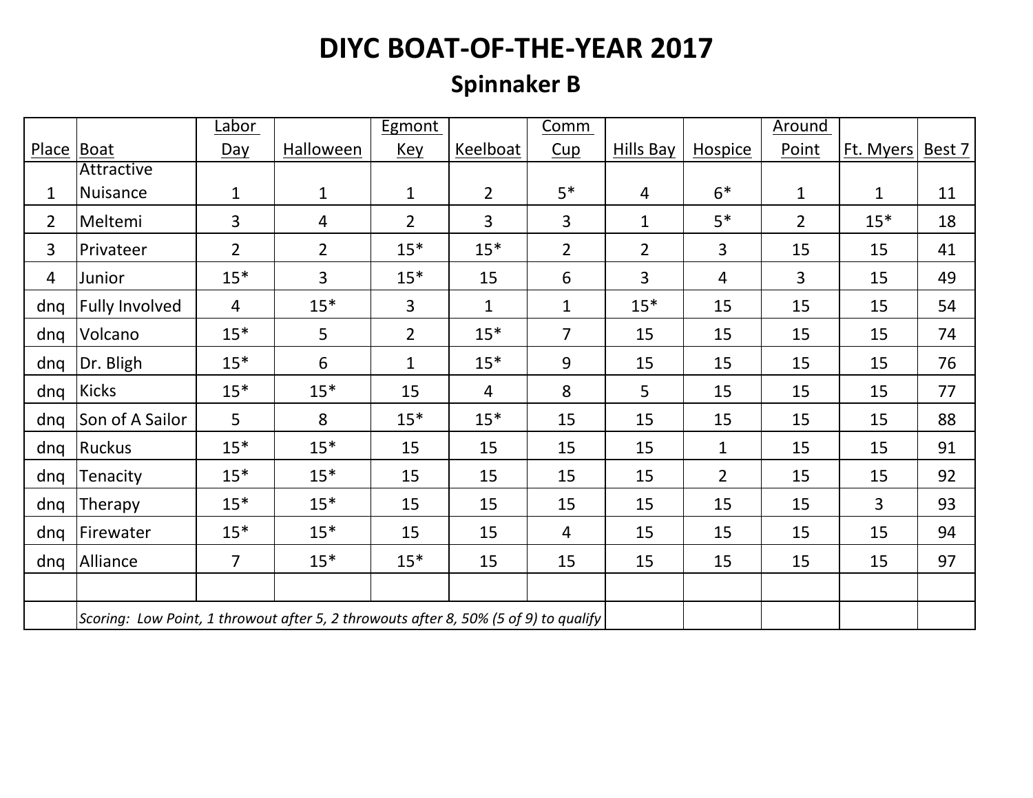# DIYC BOAT-OF-THE-YEAR 2017

## Spinnaker B

| Place | Boat | Labor Day | Halloween | Egmont Key | Keelboat | Comm Cup | Hills Bay | Hospice | Around Point | Ft. Myers | Best 7 |
|---|---|---|---|---|---|---|---|---|---|---|---|
| 1 | Attractive Nuisance | 1 | 1 | 1 | 2 | 5* | 4 | 6* | 1 | 1 | 11 |
| 2 | Meltemi | 3 | 4 | 2 | 3 | 3 | 1 | 5* | 2 | 15* | 18 |
| 3 | Privateer | 2 | 2 | 15* | 15* | 2 | 2 | 3 | 15 | 15 | 41 |
| 4 | Junior | 15* | 3 | 15* | 15 | 6 | 3 | 4 | 3 | 15 | 49 |
| dnq | Fully Involved | 4 | 15* | 3 | 1 | 1 | 15* | 15 | 15 | 15 | 54 |
| dnq | Volcano | 15* | 5 | 2 | 15* | 7 | 15 | 15 | 15 | 15 | 74 |
| dnq | Dr. Bligh | 15* | 6 | 1 | 15* | 9 | 15 | 15 | 15 | 15 | 76 |
| dnq | Kicks | 15* | 15* | 15 | 4 | 8 | 5 | 15 | 15 | 15 | 77 |
| dnq | Son of A Sailor | 5 | 8 | 15* | 15* | 15 | 15 | 15 | 15 | 15 | 88 |
| dnq | Ruckus | 15* | 15* | 15 | 15 | 15 | 15 | 1 | 15 | 15 | 91 |
| dnq | Tenacity | 15* | 15* | 15 | 15 | 15 | 15 | 2 | 15 | 15 | 92 |
| dnq | Therapy | 15* | 15* | 15 | 15 | 15 | 15 | 15 | 15 | 3 | 93 |
| dnq | Firewater | 15* | 15* | 15 | 15 | 4 | 15 | 15 | 15 | 15 | 94 |
| dnq | Alliance | 7 | 15* | 15* | 15 | 15 | 15 | 15 | 15 | 15 | 97 |

*Scoring: Low Point, 1 throwout after 5, 2 throwouts after 8, 50% (5 of 9) to qualify*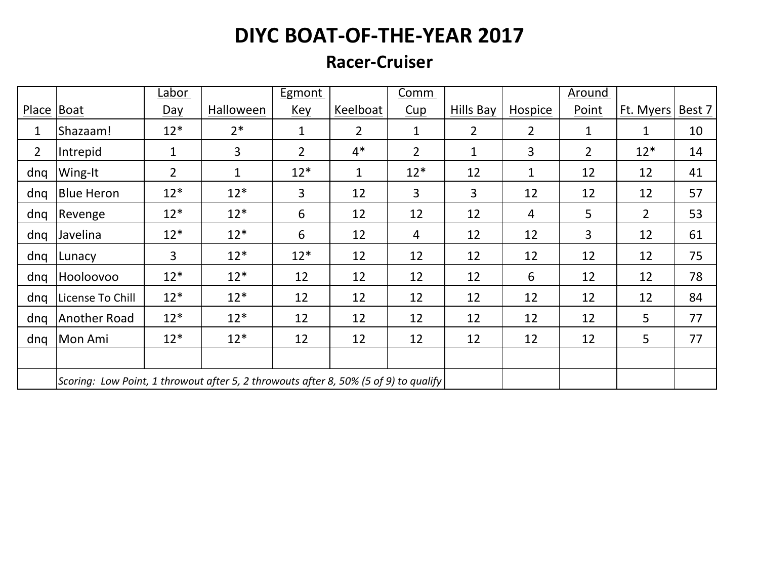# DIYC BOAT-OF-THE-YEAR 2017

## Racer-Cruiser

| Place | Boat | Labor Day | Halloween | Egmont Key | Keelboat | Comm Cup | Hills Bay | Hospice | Around Point | Ft. Myers | Best 7 |
|---|---|---|---|---|---|---|---|---|---|---|---|
| 1 | Shazaam! | 12* | 2* | 1 | 2 | 1 | 2 | 2 | 1 | 1 | 10 |
| 2 | Intrepid | 1 | 3 | 2 | 4* | 2 | 1 | 3 | 2 | 12* | 14 |
| dnq | Wing-It | 2 | 1 | 12* | 1 | 12* | 12 | 1 | 12 | 12 | 41 |
| dnq | Blue Heron | 12* | 12* | 3 | 12 | 3 | 3 | 12 | 12 | 12 | 57 |
| dnq | Revenge | 12* | 12* | 6 | 12 | 12 | 12 | 4 | 5 | 2 | 53 |
| dnq | Javelina | 12* | 12* | 6 | 12 | 4 | 12 | 12 | 3 | 12 | 61 |
| dnq | Lunacy | 3 | 12* | 12* | 12 | 12 | 12 | 12 | 12 | 12 | 75 |
| dnq | Hooloovoo | 12* | 12* | 12 | 12 | 12 | 12 | 6 | 12 | 12 | 78 |
| dnq | License To Chill | 12* | 12* | 12 | 12 | 12 | 12 | 12 | 12 | 12 | 84 |
| dnq | Another Road | 12* | 12* | 12 | 12 | 12 | 12 | 12 | 12 | 5 | 77 |
| dnq | Mon Ami | 12* | 12* | 12 | 12 | 12 | 12 | 12 | 12 | 5 | 77 |
| | | | | | | | | | | | |
| | *Scoring: Low Point, 1 throwout after 5, 2 throwouts after 8, 50% (5 of 9) to qualify* | | | | | | | | | | |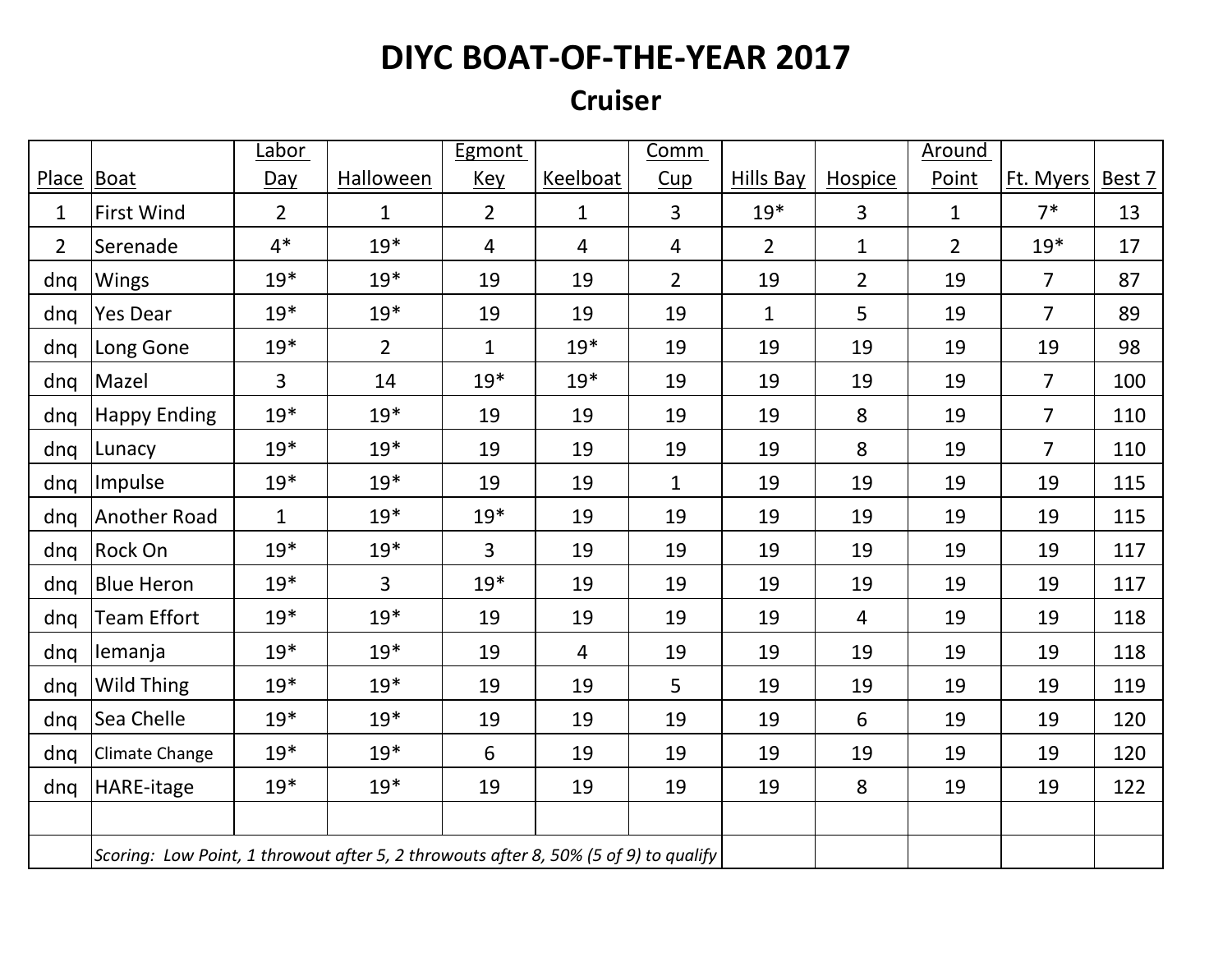# DIYC BOAT-OF-THE-YEAR 2017

## Cruiser

| Place | Boat | Labor Day | Halloween | Egmont Key | Keelboat | Comm Cup | Hills Bay | Hospice | Around Point | Ft. Myers | Best 7 |
|---|---|---|---|---|---|---|---|---|---|---|---|
| 1 | First Wind | 2 | 1 | 2 | 1 | 3 | 19* | 3 | 1 | 7* | 13 |
| 2 | Serenade | 4* | 19* | 4 | 4 | 4 | 2 | 1 | 2 | 19* | 17 |
| dnq | Wings | 19* | 19* | 19 | 19 | 2 | 19 | 2 | 19 | 7 | 87 |
| dnq | Yes Dear | 19* | 19* | 19 | 19 | 19 | 1 | 5 | 19 | 7 | 89 |
| dnq | Long Gone | 19* | 2 | 1 | 19* | 19 | 19 | 19 | 19 | 19 | 98 |
| dnq | Mazel | 3 | 14 | 19* | 19* | 19 | 19 | 19 | 19 | 7 | 100 |
| dnq | Happy Ending | 19* | 19* | 19 | 19 | 19 | 19 | 8 | 19 | 7 | 110 |
| dnq | Lunacy | 19* | 19* | 19 | 19 | 19 | 19 | 8 | 19 | 7 | 110 |
| dnq | Impulse | 19* | 19* | 19 | 19 | 1 | 19 | 19 | 19 | 19 | 115 |
| dnq | Another Road | 1 | 19* | 19* | 19 | 19 | 19 | 19 | 19 | 19 | 115 |
| dnq | Rock On | 19* | 19* | 3 | 19 | 19 | 19 | 19 | 19 | 19 | 117 |
| dnq | Blue Heron | 19* | 3 | 19* | 19 | 19 | 19 | 19 | 19 | 19 | 117 |
| dnq | Team Effort | 19* | 19* | 19 | 19 | 19 | 19 | 4 | 19 | 19 | 118 |
| dnq | Iemanja | 19* | 19* | 19 | 4 | 19 | 19 | 19 | 19 | 19 | 118 |
| dnq | Wild Thing | 19* | 19* | 19 | 19 | 5 | 19 | 19 | 19 | 19 | 119 |
| dnq | Sea Chelle | 19* | 19* | 19 | 19 | 19 | 19 | 6 | 19 | 19 | 120 |
| dnq | Climate Change | 19* | 19* | 6 | 19 | 19 | 19 | 19 | 19 | 19 | 120 |
| dnq | HARE-itage | 19* | 19* | 19 | 19 | 19 | 19 | 8 | 19 | 19 | 122 |

*Scoring: Low Point, 1 throwout after 5, 2 throwouts after 8, 50% (5 of 9) to qualify*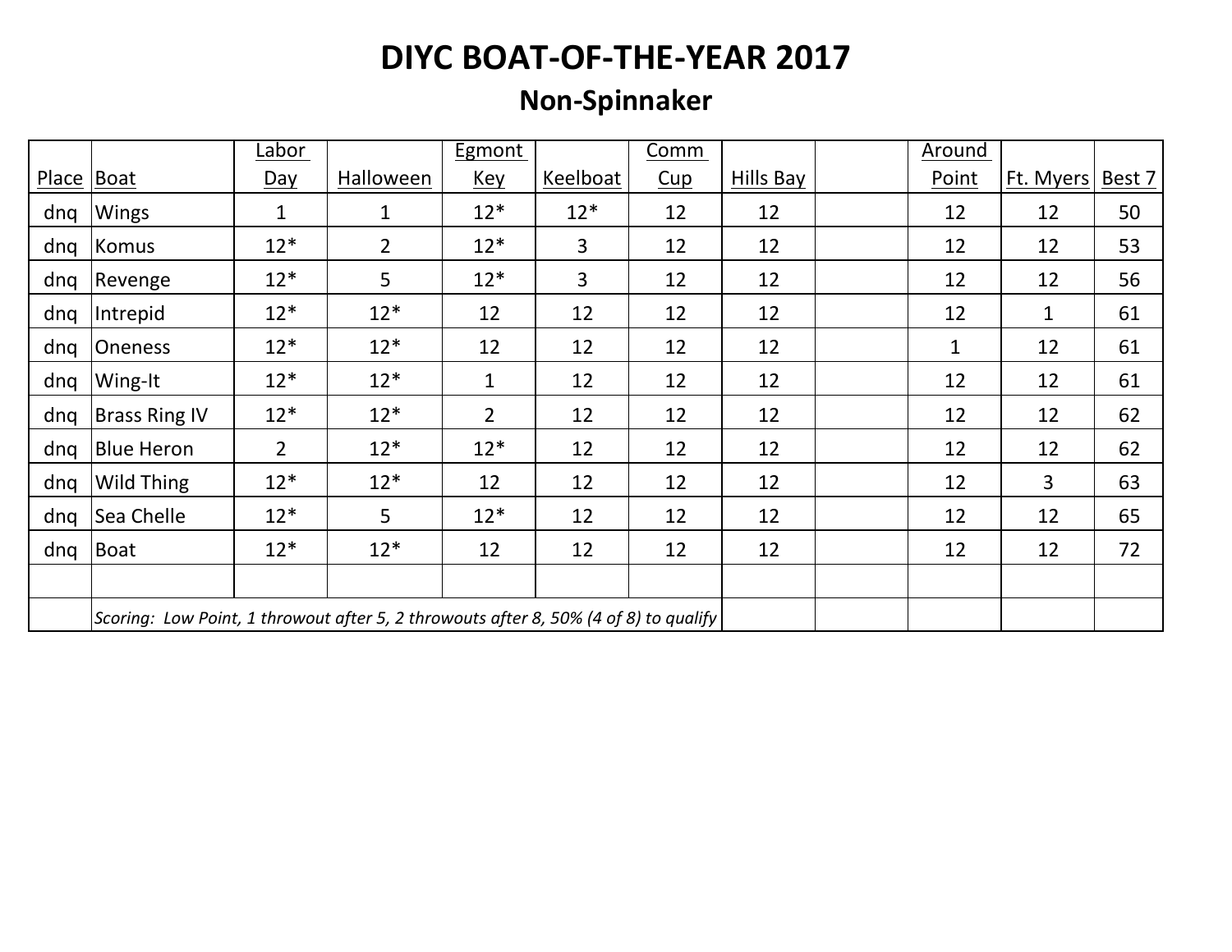# DIYC BOAT-OF-THE-YEAR 2017

## Non-Spinnaker

| Place | Boat | Labor Day | Halloween | Egmont Key | Keelboat | Comm Cup | Hills Bay | | Around Point | Ft. Myers | Best 7 |
|---|---|---|---|---|---|---|---|---|---|---|---|
| dnq | Wings | 1 | 1 | 12* | 12* | 12 | 12 | | 12 | 12 | 50 |
| dnq | Komus | 12* | 2 | 12* | 3 | 12 | 12 | | 12 | 12 | 53 |
| dnq | Revenge | 12* | 5 | 12* | 3 | 12 | 12 | | 12 | 12 | 56 |
| dnq | Intrepid | 12* | 12* | 12 | 12 | 12 | 12 | | 12 | 1 | 61 |
| dnq | Oneness | 12* | 12* | 12 | 12 | 12 | 12 | | 1 | 12 | 61 |
| dnq | Wing-It | 12* | 12* | 1 | 12 | 12 | 12 | | 12 | 12 | 61 |
| dnq | Brass Ring IV | 12* | 12* | 2 | 12 | 12 | 12 | | 12 | 12 | 62 |
| dnq | Blue Heron | 2 | 12* | 12* | 12 | 12 | 12 | | 12 | 12 | 62 |
| dnq | Wild Thing | 12* | 12* | 12 | 12 | 12 | 12 | | 12 | 3 | 63 |
| dnq | Sea Chelle | 12* | 5 | 12* | 12 | 12 | 12 | | 12 | 12 | 65 |
| dnq | Boat | 12* | 12* | 12 | 12 | 12 | 12 | | 12 | 12 | 72 |
| | | | | | | | | | | | |
| | *Scoring: Low Point, 1 throwout after 5, 2 throwouts after 8, 50% (4 of 8) to qualify* | | | | | | | | | | |